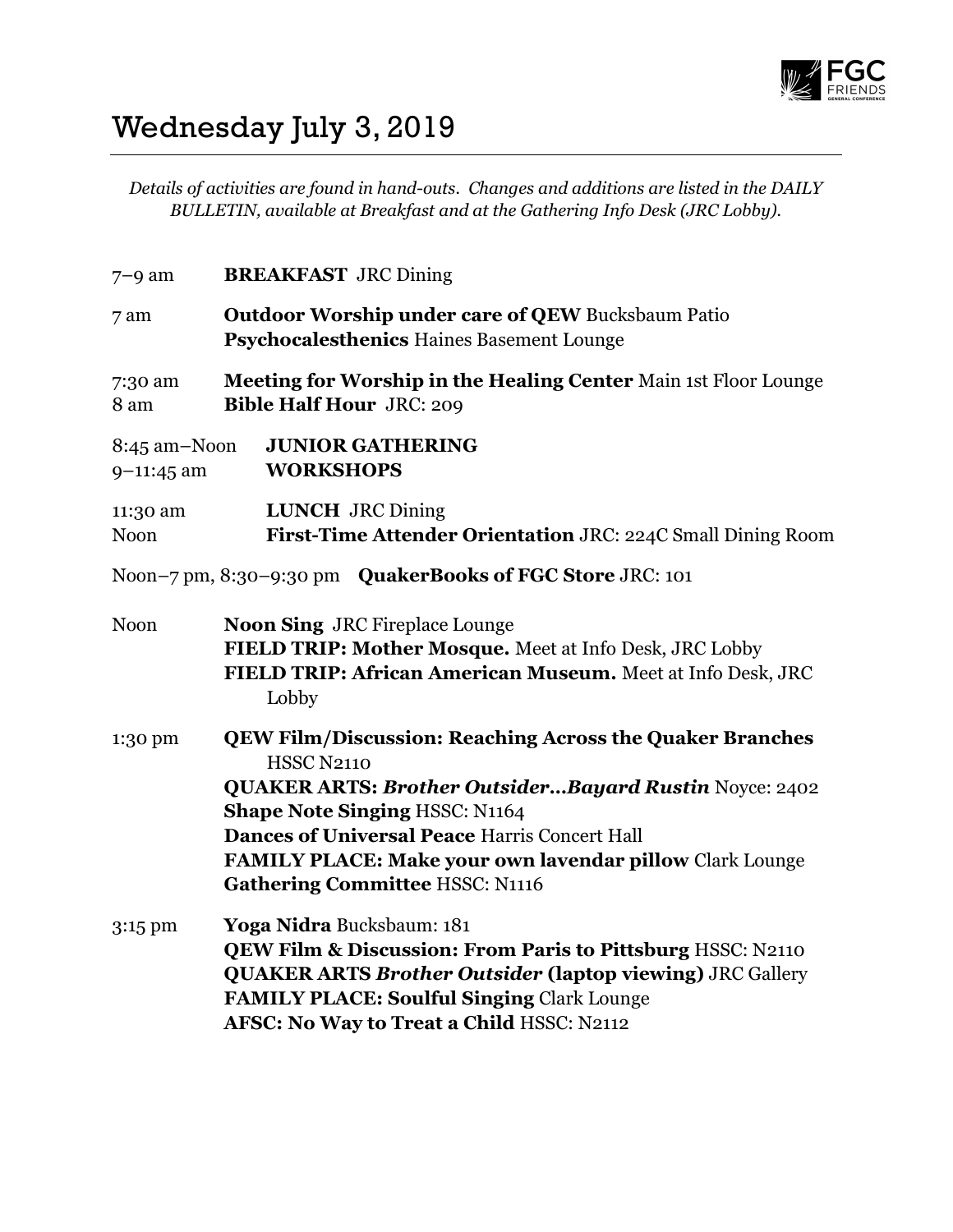# Wednesday July 3, 2019

*Details of activities are found in hand-outs. Changes and additions are listed in the DAILY BULLETIN, available at Breakfast and at the Gathering Info Desk (JRC Lobby).*

7–9 am **BREAKFAST** JRC Dining

7 am **Outdoor Worship under care of QEW** Bucksbaum Patio
**Psychocalesthenics** Haines Basement Lounge

7:30 am **Meeting for Worship in the Healing Center** Main 1st Floor Lounge
8 am **Bible Half Hour** JRC: 209

8:45 am–Noon **JUNIOR GATHERING**
9–11:45 am **WORKSHOPS**

11:30 am **LUNCH** JRC Dining
Noon **First-Time Attender Orientation** JRC: 224C Small Dining Room

Noon–7 pm, 8:30–9:30 pm **QuakerBooks of FGC Store** JRC: 101

Noon **Noon Sing** JRC Fireplace Lounge
**FIELD TRIP: Mother Mosque.** Meet at Info Desk, JRC Lobby
**FIELD TRIP: African American Museum.** Meet at Info Desk, JRC Lobby

1:30 pm **QEW Film/Discussion: Reaching Across the Quaker Branches** HSSC N2110
**QUAKER ARTS: *Brother Outsider…Bayard Rustin*** Noyce: 2402
**Shape Note Singing** HSSC: N1164
**Dances of Universal Peace** Harris Concert Hall
**FAMILY PLACE: Make your own lavendar pillow** Clark Lounge
**Gathering Committee** HSSC: N1116

3:15 pm **Yoga Nidra** Bucksbaum: 181
**QEW Film & Discussion: From Paris to Pittsburg** HSSC: N2110
**QUAKER ARTS *Brother Outsider* (laptop viewing)** JRC Gallery
**FAMILY PLACE: Soulful Singing** Clark Lounge
**AFSC: No Way to Treat a Child** HSSC: N2112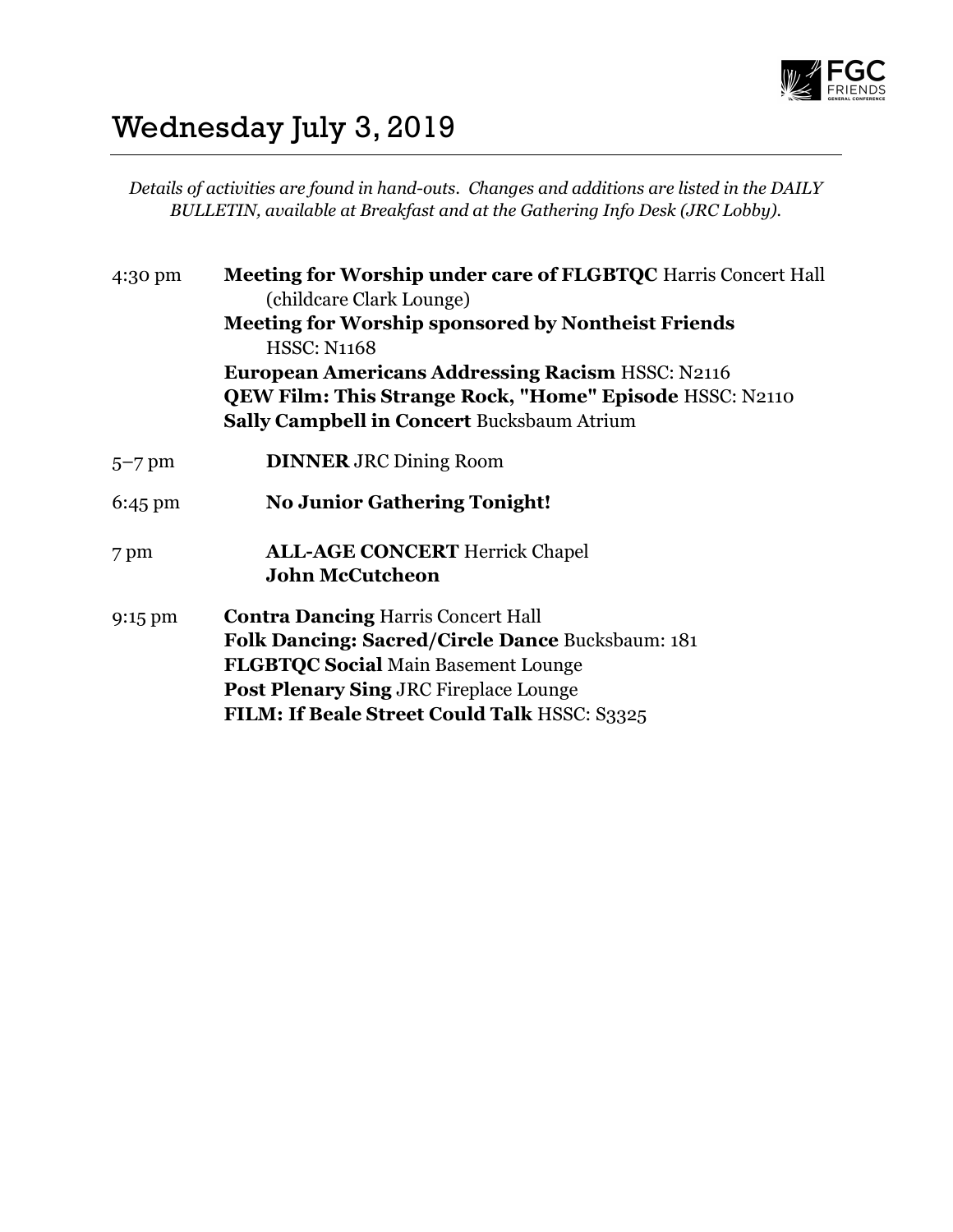# Wednesday July 3, 2019

*Details of activities are found in hand-outs. Changes and additions are listed in the DAILY BULLETIN, available at Breakfast and at the Gathering Info Desk (JRC Lobby).*

4:30 pm
**Meeting for Worship under care of FLGBTQC** Harris Concert Hall (childcare Clark Lounge)
**Meeting for Worship sponsored by Nontheist Friends** HSSC: N1168
**European Americans Addressing Racism** HSSC: N2116
**QEW Film: This Strange Rock, "Home" Episode** HSSC: N2110
**Sally Campbell in Concert** Bucksbaum Atrium

5–7 pm
**DINNER** JRC Dining Room

6:45 pm
**No Junior Gathering Tonight!**

7 pm
**ALL-AGE CONCERT** Herrick Chapel
**John McCutcheon**

9:15 pm
**Contra Dancing** Harris Concert Hall
**Folk Dancing: Sacred/Circle Dance** Bucksbaum: 181
**FLGBTQC Social** Main Basement Lounge
**Post Plenary Sing** JRC Fireplace Lounge
**FILM: If Beale Street Could Talk** HSSC: S3325